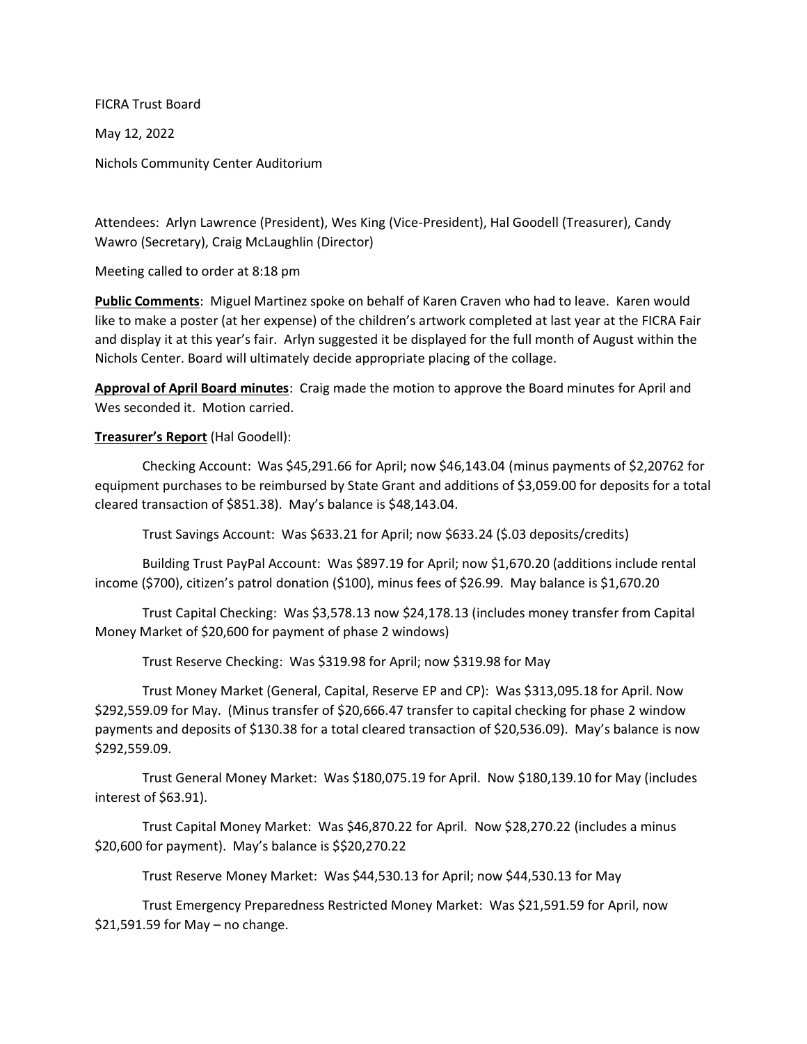FICRA Trust Board

May 12, 2022

Nichols Community Center Auditorium

Attendees: Arlyn Lawrence (President), Wes King (Vice-President), Hal Goodell (Treasurer), Candy Wawro (Secretary), Craig McLaughlin (Director)

Meeting called to order at 8:18 pm

**Public Comments**: Miguel Martinez spoke on behalf of Karen Craven who had to leave. Karen would like to make a poster (at her expense) of the children's artwork completed at last year at the FICRA Fair and display it at this year's fair. Arlyn suggested it be displayed for the full month of August within the Nichols Center. Board will ultimately decide appropriate placing of the collage.

**Approval of April Board minutes**: Craig made the motion to approve the Board minutes for April and Wes seconded it. Motion carried.

**Treasurer's Report** (Hal Goodell):

Checking Account: Was $45,291.66 for April; now $46,143.04 (minus payments of $2,20762 for equipment purchases to be reimbursed by State Grant and additions of $3,059.00 for deposits for a total cleared transaction of $851.38). May's balance is $48,143.04.

Trust Savings Account: Was $633.21 for April; now $633.24 ($.03 deposits/credits)

Building Trust PayPal Account: Was $897.19 for April; now $1,670.20 (additions include rental income ($700), citizen's patrol donation ($100), minus fees of $26.99. May balance is $1,670.20

Trust Capital Checking: Was $3,578.13 now $24,178.13 (includes money transfer from Capital Money Market of $20,600 for payment of phase 2 windows)

Trust Reserve Checking: Was $319.98 for April; now $319.98 for May

Trust Money Market (General, Capital, Reserve EP and CP): Was $313,095.18 for April. Now $292,559.09 for May. (Minus transfer of $20,666.47 transfer to capital checking for phase 2 window payments and deposits of $130.38 for a total cleared transaction of $20,536.09). May's balance is now $292,559.09.

Trust General Money Market: Was $180,075.19 for April. Now $180,139.10 for May (includes interest of $63.91).

Trust Capital Money Market: Was $46,870.22 for April. Now $28,270.22 (includes a minus $20,600 for payment). May's balance is $$20,270.22

Trust Reserve Money Market: Was $44,530.13 for April; now $44,530.13 for May

Trust Emergency Preparedness Restricted Money Market: Was $21,591.59 for April, now $21,591.59 for May – no change.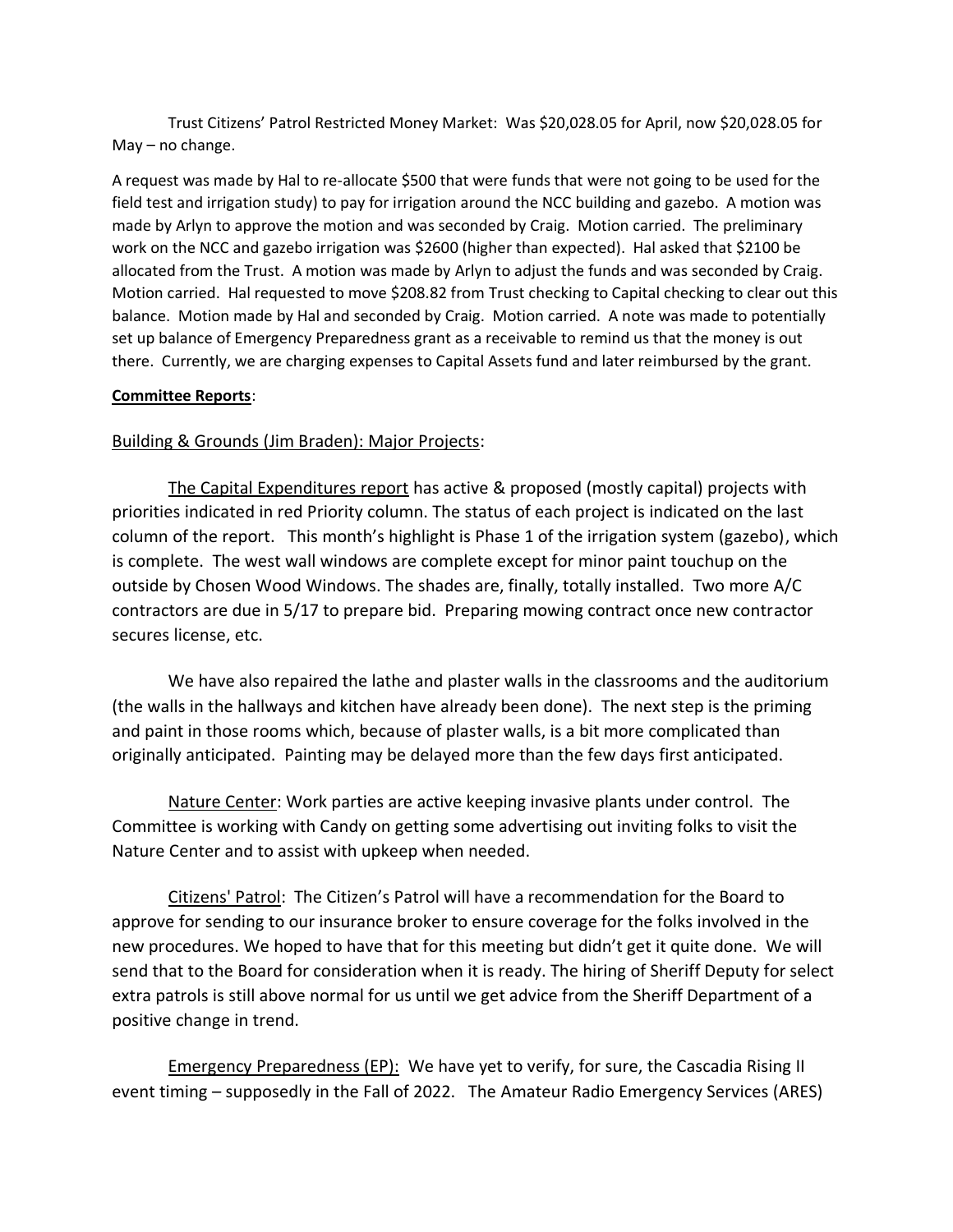Trust Citizens' Patrol Restricted Money Market: Was $20,028.05 for April, now $20,028.05 for May – no change.

A request was made by Hal to re-allocate $500 that were funds that were not going to be used for the field test and irrigation study) to pay for irrigation around the NCC building and gazebo. A motion was made by Arlyn to approve the motion and was seconded by Craig. Motion carried. The preliminary work on the NCC and gazebo irrigation was $2600 (higher than expected). Hal asked that $2100 be allocated from the Trust. A motion was made by Arlyn to adjust the funds and was seconded by Craig. Motion carried. Hal requested to move $208.82 from Trust checking to Capital checking to clear out this balance. Motion made by Hal and seconded by Craig. Motion carried. A note was made to potentially set up balance of Emergency Preparedness grant as a receivable to remind us that the money is out there. Currently, we are charging expenses to Capital Assets fund and later reimbursed by the grant.

**Committee Reports**:

Building & Grounds (Jim Braden): Major Projects:

The Capital Expenditures report has active & proposed (mostly capital) projects with priorities indicated in red Priority column. The status of each project is indicated on the last column of the report. This month's highlight is Phase 1 of the irrigation system (gazebo), which is complete. The west wall windows are complete except for minor paint touchup on the outside by Chosen Wood Windows. The shades are, finally, totally installed. Two more A/C contractors are due in 5/17 to prepare bid. Preparing mowing contract once new contractor secures license, etc.

We have also repaired the lathe and plaster walls in the classrooms and the auditorium (the walls in the hallways and kitchen have already been done). The next step is the priming and paint in those rooms which, because of plaster walls, is a bit more complicated than originally anticipated. Painting may be delayed more than the few days first anticipated.

Nature Center: Work parties are active keeping invasive plants under control. The Committee is working with Candy on getting some advertising out inviting folks to visit the Nature Center and to assist with upkeep when needed.

Citizens' Patrol: The Citizen's Patrol will have a recommendation for the Board to approve for sending to our insurance broker to ensure coverage for the folks involved in the new procedures. We hoped to have that for this meeting but didn't get it quite done. We will send that to the Board for consideration when it is ready. The hiring of Sheriff Deputy for select extra patrols is still above normal for us until we get advice from the Sheriff Department of a positive change in trend.

Emergency Preparedness (EP): We have yet to verify, for sure, the Cascadia Rising II event timing – supposedly in the Fall of 2022. The Amateur Radio Emergency Services (ARES)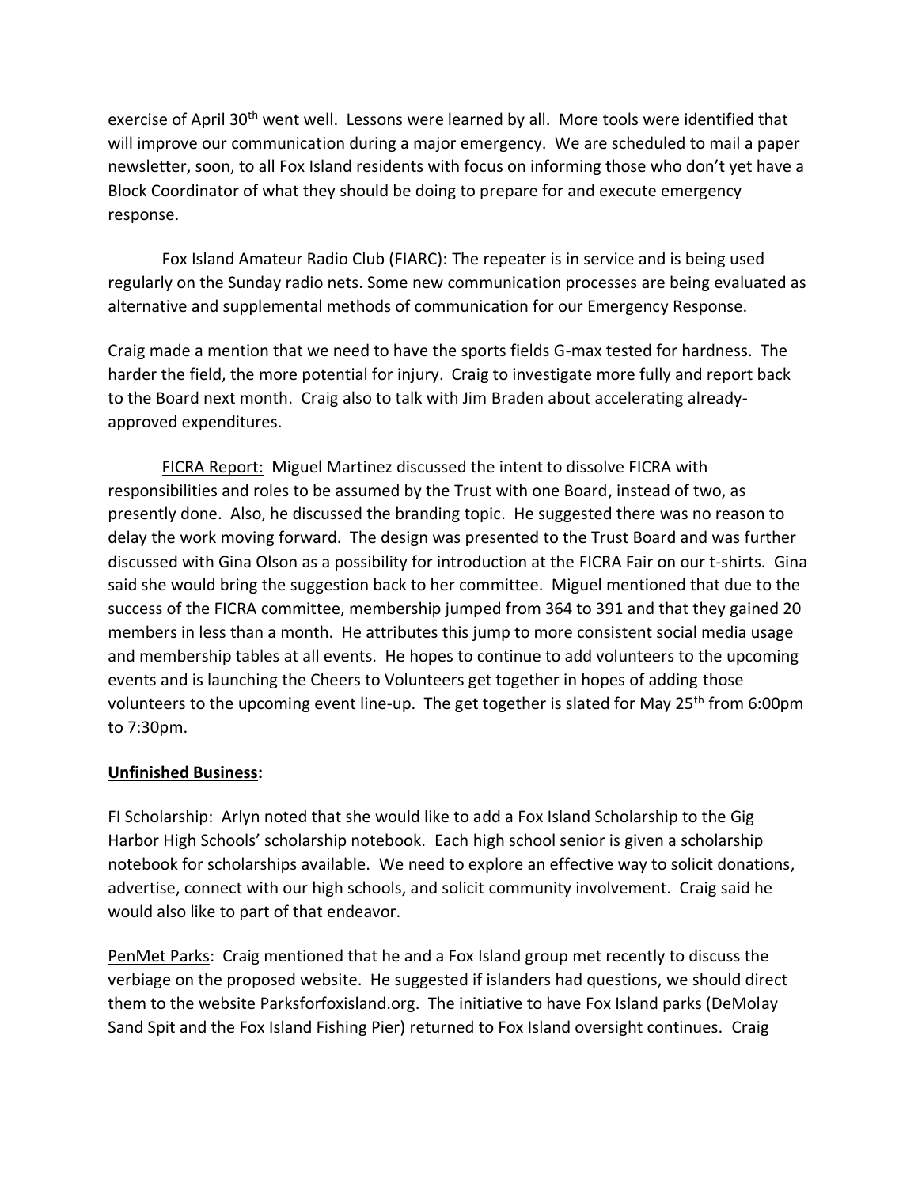exercise of April 30th went well. Lessons were learned by all. More tools were identified that will improve our communication during a major emergency. We are scheduled to mail a paper newsletter, soon, to all Fox Island residents with focus on informing those who don't yet have a Block Coordinator of what they should be doing to prepare for and execute emergency response.

Fox Island Amateur Radio Club (FIARC): The repeater is in service and is being used regularly on the Sunday radio nets. Some new communication processes are being evaluated as alternative and supplemental methods of communication for our Emergency Response.

Craig made a mention that we need to have the sports fields G-max tested for hardness. The harder the field, the more potential for injury. Craig to investigate more fully and report back to the Board next month. Craig also to talk with Jim Braden about accelerating already-approved expenditures.

FICRA Report: Miguel Martinez discussed the intent to dissolve FICRA with responsibilities and roles to be assumed by the Trust with one Board, instead of two, as presently done. Also, he discussed the branding topic. He suggested there was no reason to delay the work moving forward. The design was presented to the Trust Board and was further discussed with Gina Olson as a possibility for introduction at the FICRA Fair on our t-shirts. Gina said she would bring the suggestion back to her committee. Miguel mentioned that due to the success of the FICRA committee, membership jumped from 364 to 391 and that they gained 20 members in less than a month. He attributes this jump to more consistent social media usage and membership tables at all events. He hopes to continue to add volunteers to the upcoming events and is launching the Cheers to Volunteers get together in hopes of adding those volunteers to the upcoming event line-up. The get together is slated for May 25th from 6:00pm to 7:30pm.

**Unfinished Business:**

FI Scholarship: Arlyn noted that she would like to add a Fox Island Scholarship to the Gig Harbor High Schools' scholarship notebook. Each high school senior is given a scholarship notebook for scholarships available. We need to explore an effective way to solicit donations, advertise, connect with our high schools, and solicit community involvement. Craig said he would also like to part of that endeavor.

PenMet Parks: Craig mentioned that he and a Fox Island group met recently to discuss the verbiage on the proposed website. He suggested if islanders had questions, we should direct them to the website Parksforfoxisland.org. The initiative to have Fox Island parks (DeMolay Sand Spit and the Fox Island Fishing Pier) returned to Fox Island oversight continues. Craig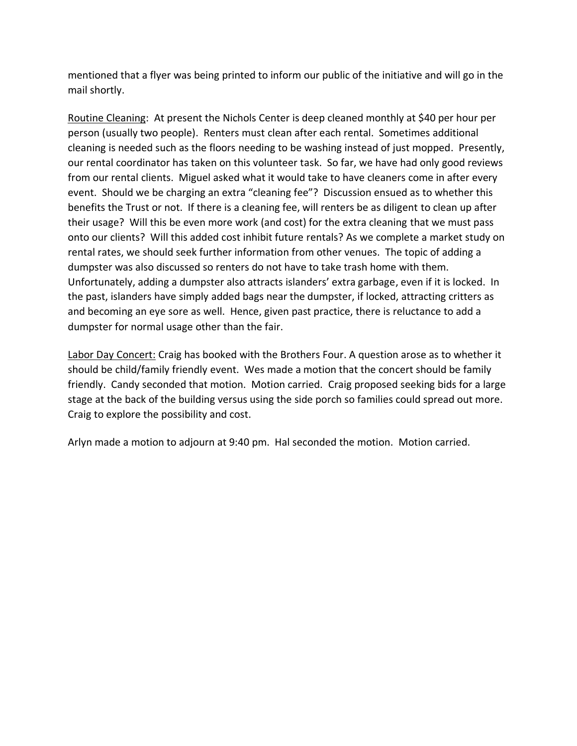mentioned that a flyer was being printed to inform our public of the initiative and will go in the mail shortly.

<u>Routine Cleaning</u>: At present the Nichols Center is deep cleaned monthly at $40 per hour per person (usually two people). Renters must clean after each rental. Sometimes additional cleaning is needed such as the floors needing to be washing instead of just mopped. Presently, our rental coordinator has taken on this volunteer task. So far, we have had only good reviews from our rental clients. Miguel asked what it would take to have cleaners come in after every event. Should we be charging an extra "cleaning fee"? Discussion ensued as to whether this benefits the Trust or not. If there is a cleaning fee, will renters be as diligent to clean up after their usage? Will this be even more work (and cost) for the extra cleaning that we must pass onto our clients? Will this added cost inhibit future rentals? As we complete a market study on rental rates, we should seek further information from other venues. The topic of adding a dumpster was also discussed so renters do not have to take trash home with them. Unfortunately, adding a dumpster also attracts islanders' extra garbage, even if it is locked. In the past, islanders have simply added bags near the dumpster, if locked, attracting critters as and becoming an eye sore as well. Hence, given past practice, there is reluctance to add a dumpster for normal usage other than the fair.

<u>Labor Day Concert:</u> Craig has booked with the Brothers Four. A question arose as to whether it should be child/family friendly event. Wes made a motion that the concert should be family friendly. Candy seconded that motion. Motion carried. Craig proposed seeking bids for a large stage at the back of the building versus using the side porch so families could spread out more. Craig to explore the possibility and cost.

Arlyn made a motion to adjourn at 9:40 pm. Hal seconded the motion. Motion carried.